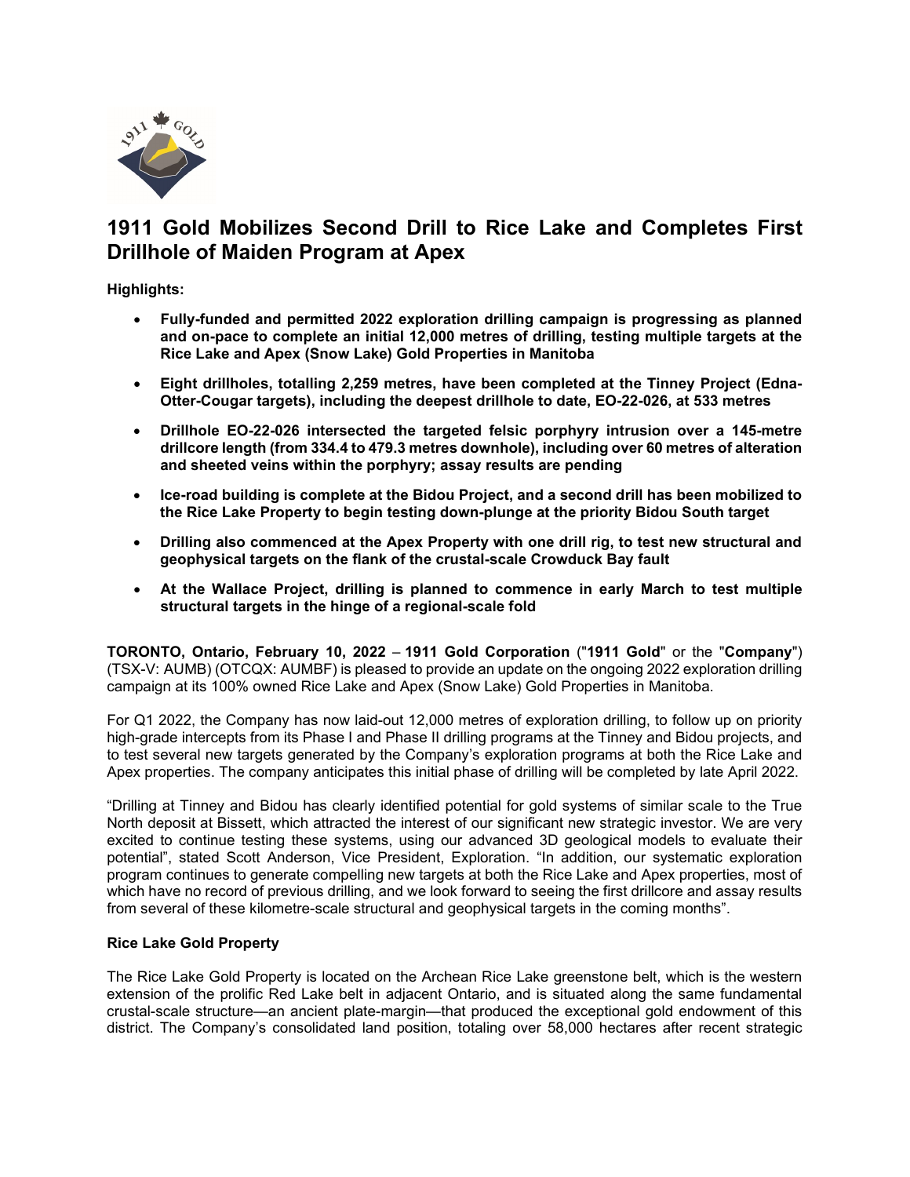# 1911 Gold Mobilizes Second Drill to Rice Lake and Completes First Drillhole of Maiden Program at Apex

**Highlights:**

- **Fully-funded and permitted 2022 exploration drilling campaign is progressing as planned and on-pace to complete an initial 12,000 metres of drilling, testing multiple targets at the Rice Lake and Apex (Snow Lake) Gold Properties in Manitoba**
- **Eight drillholes, totalling 2,259 metres, have been completed at the Tinney Project (Edna-Otter-Cougar targets), including the deepest drillhole to date, EO-22-026, at 533 metres**
- **Drillhole EO-22-026 intersected the targeted felsic porphyry intrusion over a 145-metre drillcore length (from 334.4 to 479.3 metres downhole), including over 60 metres of alteration and sheeted veins within the porphyry; assay results are pending**
- **Ice-road building is complete at the Bidou Project, and a second drill has been mobilized to the Rice Lake Property to begin testing down-plunge at the priority Bidou South target**
- **Drilling also commenced at the Apex Property with one drill rig, to test new structural and geophysical targets on the flank of the crustal-scale Crowduck Bay fault**
- **At the Wallace Project, drilling is planned to commence in early March to test multiple structural targets in the hinge of a regional-scale fold**

**TORONTO, Ontario, February 10, 2022** – **1911 Gold Corporation** ("**1911 Gold**" or the "**Company**") (TSX-V: AUMB) (OTCQX: AUMBF) is pleased to provide an update on the ongoing 2022 exploration drilling campaign at its 100% owned Rice Lake and Apex (Snow Lake) Gold Properties in Manitoba.

For Q1 2022, the Company has now laid-out 12,000 metres of exploration drilling, to follow up on priority high-grade intercepts from its Phase I and Phase II drilling programs at the Tinney and Bidou projects, and to test several new targets generated by the Company's exploration programs at both the Rice Lake and Apex properties. The company anticipates this initial phase of drilling will be completed by late April 2022.

"Drilling at Tinney and Bidou has clearly identified potential for gold systems of similar scale to the True North deposit at Bissett, which attracted the interest of our significant new strategic investor. We are very excited to continue testing these systems, using our advanced 3D geological models to evaluate their potential", stated Scott Anderson, Vice President, Exploration. "In addition, our systematic exploration program continues to generate compelling new targets at both the Rice Lake and Apex properties, most of which have no record of previous drilling, and we look forward to seeing the first drillcore and assay results from several of these kilometre-scale structural and geophysical targets in the coming months".

**Rice Lake Gold Property**

The Rice Lake Gold Property is located on the Archean Rice Lake greenstone belt, which is the western extension of the prolific Red Lake belt in adjacent Ontario, and is situated along the same fundamental crustal-scale structure—an ancient plate-margin—that produced the exceptional gold endowment of this district. The Company's consolidated land position, totaling over 58,000 hectares after recent strategic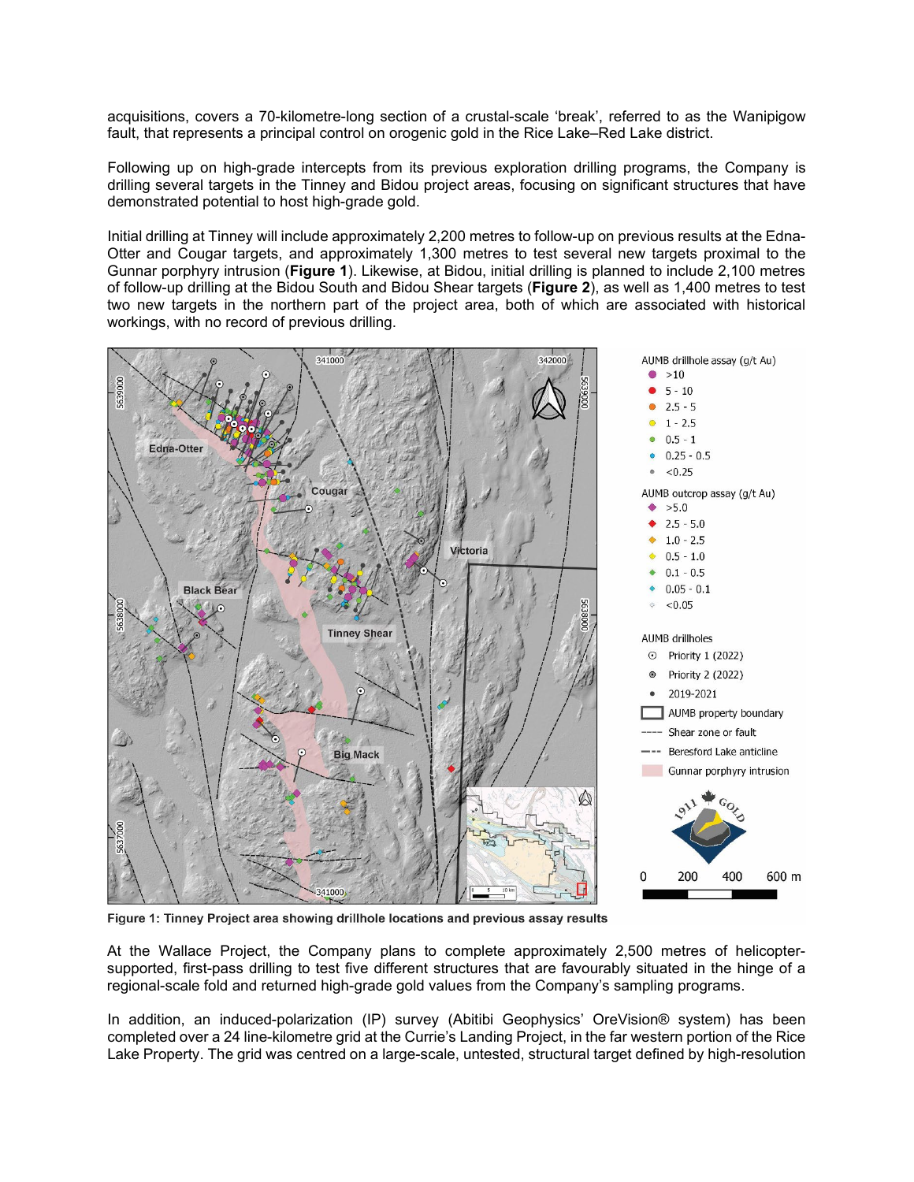acquisitions, covers a 70-kilometre-long section of a crustal-scale 'break', referred to as the Wanipigow fault, that represents a principal control on orogenic gold in the Rice Lake–Red Lake district.

Following up on high-grade intercepts from its previous exploration drilling programs, the Company is drilling several targets in the Tinney and Bidou project areas, focusing on significant structures that have demonstrated potential to host high-grade gold.

Initial drilling at Tinney will include approximately 2,200 metres to follow-up on previous results at the Edna-Otter and Cougar targets, and approximately 1,300 metres to test several new targets proximal to the Gunnar porphyry intrusion (**Figure 1**). Likewise, at Bidou, initial drilling is planned to include 2,100 metres of follow-up drilling at the Bidou South and Bidou Shear targets (**Figure 2**), as well as 1,400 metres to test two new targets in the northern part of the project area, both of which are associated with historical workings, with no record of previous drilling.

**Figure 1: Tinney Project area showing drillhole locations and previous assay results**

At the Wallace Project, the Company plans to complete approximately 2,500 metres of helicopter-supported, first-pass drilling to test five different structures that are favourably situated in the hinge of a regional-scale fold and returned high-grade gold values from the Company's sampling programs.

In addition, an induced-polarization (IP) survey (Abitibi Geophysics' OreVision® system) has been completed over a 24 line-kilometre grid at the Currie's Landing Project, in the far western portion of the Rice Lake Property. The grid was centred on a large-scale, untested, structural target defined by high-resolution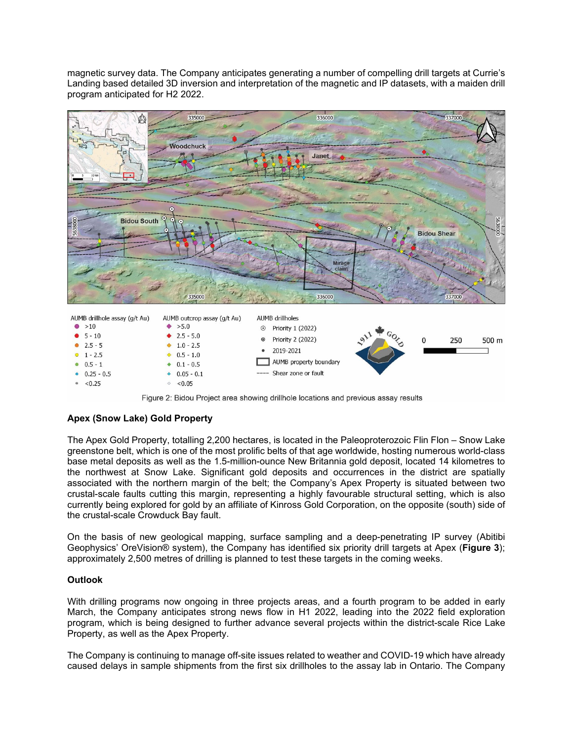magnetic survey data. The Company anticipates generating a number of compelling drill targets at Currie's Landing based detailed 3D inversion and interpretation of the magnetic and IP datasets, with a maiden drill program anticipated for H2 2022.

Figure 2: Bidou Project area showing drillhole locations and previous assay results

## Apex (Snow Lake) Gold Property

The Apex Gold Property, totalling 2,200 hectares, is located in the Paleoproterozoic Flin Flon – Snow Lake greenstone belt, which is one of the most prolific belts of that age worldwide, hosting numerous world-class base metal deposits as well as the 1.5-million-ounce New Britannia gold deposit, located 14 kilometres to the northwest at Snow Lake. Significant gold deposits and occurrences in the district are spatially associated with the northern margin of the belt; the Company's Apex Property is situated between two crustal-scale faults cutting this margin, representing a highly favourable structural setting, which is also currently being explored for gold by an affiliate of Kinross Gold Corporation, on the opposite (south) side of the crustal-scale Crowduck Bay fault.

On the basis of new geological mapping, surface sampling and a deep-penetrating IP survey (Abitibi Geophysics' OreVision® system), the Company has identified six priority drill targets at Apex (**Figure 3**); approximately 2,500 metres of drilling is planned to test these targets in the coming weeks.

## Outlook

With drilling programs now ongoing in three projects areas, and a fourth program to be added in early March, the Company anticipates strong news flow in H1 2022, leading into the 2022 field exploration program, which is being designed to further advance several projects within the district-scale Rice Lake Property, as well as the Apex Property.

The Company is continuing to manage off-site issues related to weather and COVID-19 which have already caused delays in sample shipments from the first six drillholes to the assay lab in Ontario. The Company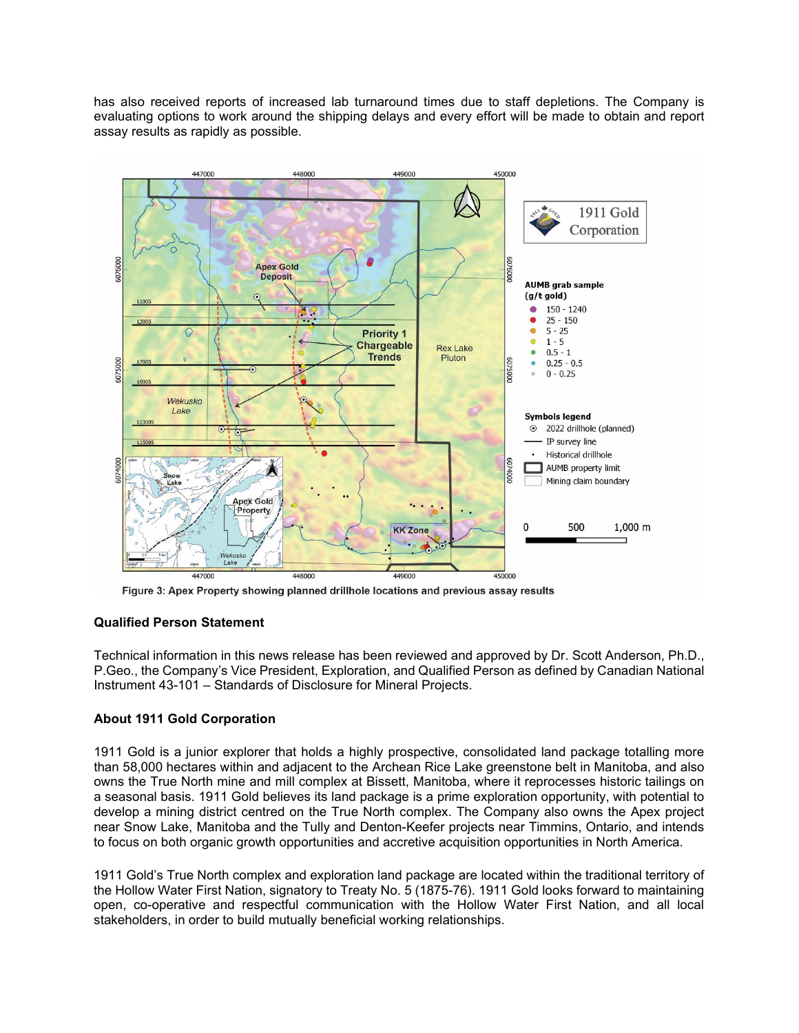has also received reports of increased lab turnaround times due to staff depletions. The Company is evaluating options to work around the shipping delays and every effort will be made to obtain and report assay results as rapidly as possible.

Figure 3: Apex Property showing planned drillhole locations and previous assay results

**Qualified Person Statement**

Technical information in this news release has been reviewed and approved by Dr. Scott Anderson, Ph.D., P.Geo., the Company's Vice President, Exploration, and Qualified Person as defined by Canadian National Instrument 43-101 – Standards of Disclosure for Mineral Projects.

**About 1911 Gold Corporation**

1911 Gold is a junior explorer that holds a highly prospective, consolidated land package totalling more than 58,000 hectares within and adjacent to the Archean Rice Lake greenstone belt in Manitoba, and also owns the True North mine and mill complex at Bissett, Manitoba, where it reprocesses historic tailings on a seasonal basis. 1911 Gold believes its land package is a prime exploration opportunity, with potential to develop a mining district centred on the True North complex. The Company also owns the Apex project near Snow Lake, Manitoba and the Tully and Denton-Keefer projects near Timmins, Ontario, and intends to focus on both organic growth opportunities and accretive acquisition opportunities in North America.

1911 Gold's True North complex and exploration land package are located within the traditional territory of the Hollow Water First Nation, signatory to Treaty No. 5 (1875-76). 1911 Gold looks forward to maintaining open, co-operative and respectful communication with the Hollow Water First Nation, and all local stakeholders, in order to build mutually beneficial working relationships.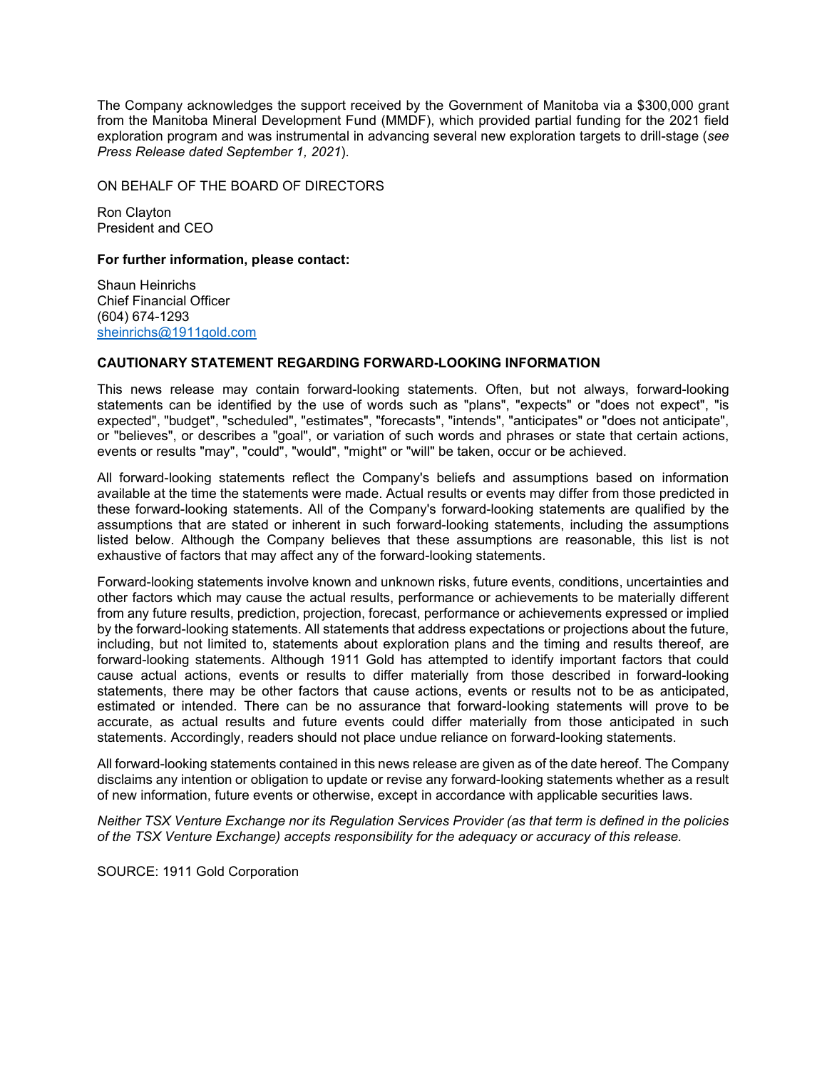The Company acknowledges the support received by the Government of Manitoba via a $300,000 grant from the Manitoba Mineral Development Fund (MMDF), which provided partial funding for the 2021 field exploration program and was instrumental in advancing several new exploration targets to drill-stage (*see Press Release dated September 1, 2021*).

ON BEHALF OF THE BOARD OF DIRECTORS

Ron Clayton
President and CEO

**For further information, please contact:**

Shaun Heinrichs
Chief Financial Officer
(604) 674-1293
sheinrichs@1911gold.com

**CAUTIONARY STATEMENT REGARDING FORWARD-LOOKING INFORMATION**

This news release may contain forward-looking statements. Often, but not always, forward-looking statements can be identified by the use of words such as "plans", "expects" or "does not expect", "is expected", "budget", "scheduled", "estimates", "forecasts", "intends", "anticipates" or "does not anticipate", or "believes", or describes a "goal", or variation of such words and phrases or state that certain actions, events or results "may", "could", "would", "might" or "will" be taken, occur or be achieved.

All forward-looking statements reflect the Company's beliefs and assumptions based on information available at the time the statements were made. Actual results or events may differ from those predicted in these forward-looking statements. All of the Company's forward-looking statements are qualified by the assumptions that are stated or inherent in such forward-looking statements, including the assumptions listed below. Although the Company believes that these assumptions are reasonable, this list is not exhaustive of factors that may affect any of the forward-looking statements.

Forward-looking statements involve known and unknown risks, future events, conditions, uncertainties and other factors which may cause the actual results, performance or achievements to be materially different from any future results, prediction, projection, forecast, performance or achievements expressed or implied by the forward-looking statements. All statements that address expectations or projections about the future, including, but not limited to, statements about exploration plans and the timing and results thereof, are forward-looking statements. Although 1911 Gold has attempted to identify important factors that could cause actual actions, events or results to differ materially from those described in forward-looking statements, there may be other factors that cause actions, events or results not to be as anticipated, estimated or intended. There can be no assurance that forward-looking statements will prove to be accurate, as actual results and future events could differ materially from those anticipated in such statements. Accordingly, readers should not place undue reliance on forward-looking statements.

All forward-looking statements contained in this news release are given as of the date hereof. The Company disclaims any intention or obligation to update or revise any forward-looking statements whether as a result of new information, future events or otherwise, except in accordance with applicable securities laws.

*Neither TSX Venture Exchange nor its Regulation Services Provider (as that term is defined in the policies of the TSX Venture Exchange) accepts responsibility for the adequacy or accuracy of this release.*

SOURCE: 1911 Gold Corporation